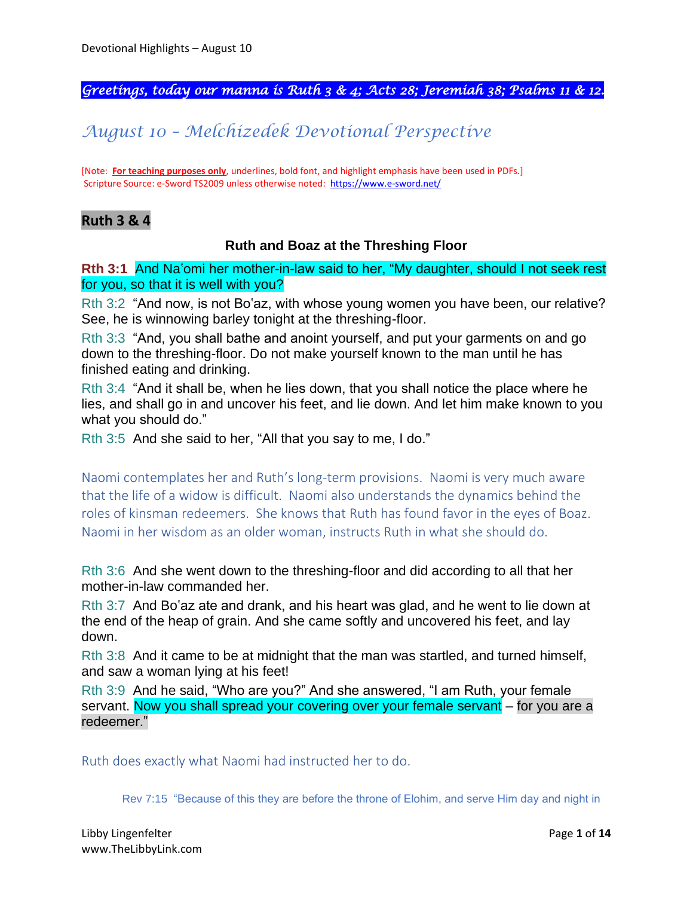*Greetings, today our manna is Ruth 3 & 4; Acts 28; Jeremiah 38; Psalms 11 & 12.*

# *August 10 – Melchizedek Devotional Perspective*

[Note: **For teaching purposes only**, underlines, bold font, and highlight emphasis have been used in PDFs.]
Scripture Source: e-Sword TS2009 unless otherwise noted: https://www.e-sword.net/

## Ruth 3 & 4

### Ruth and Boaz at the Threshing Floor

**Rth 3:1** And Na'omi her mother-in-law said to her, "My daughter, should I not seek rest for you, so that it is well with you?

Rth 3:2 "And now, is not Bo'az, with whose young women you have been, our relative? See, he is winnowing barley tonight at the threshing-floor.

Rth 3:3 "And, you shall bathe and anoint yourself, and put your garments on and go down to the threshing-floor. Do not make yourself known to the man until he has finished eating and drinking.

Rth 3:4 "And it shall be, when he lies down, that you shall notice the place where he lies, and shall go in and uncover his feet, and lie down. And let him make known to you what you should do."

Rth 3:5 And she said to her, "All that you say to me, I do."

Naomi contemplates her and Ruth's long-term provisions. Naomi is very much aware that the life of a widow is difficult. Naomi also understands the dynamics behind the roles of kinsman redeemers. She knows that Ruth has found favor in the eyes of Boaz. Naomi in her wisdom as an older woman, instructs Ruth in what she should do.

Rth 3:6 And she went down to the threshing-floor and did according to all that her mother-in-law commanded her.

Rth 3:7 And Bo'az ate and drank, and his heart was glad, and he went to lie down at the end of the heap of grain. And she came softly and uncovered his feet, and lay down.

Rth 3:8 And it came to be at midnight that the man was startled, and turned himself, and saw a woman lying at his feet!

Rth 3:9 And he said, "Who are you?" And she answered, "I am Ruth, your female servant. Now you shall spread your covering over your female servant – for you are a redeemer."

Ruth does exactly what Naomi had instructed her to do.

> Rev 7:15 "Because of this they are before the throne of Elohim, and serve Him day and night in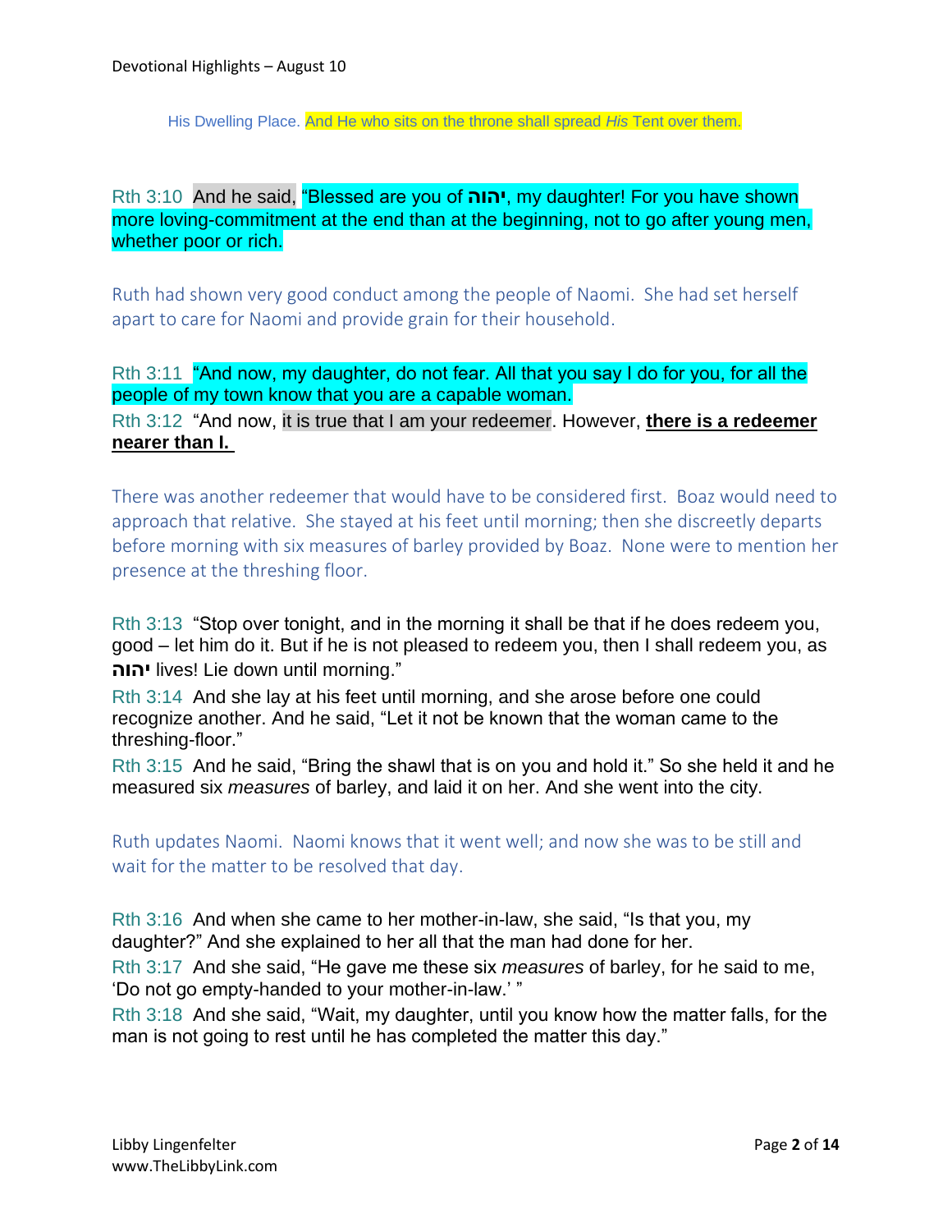His Dwelling Place. And He who sits on the throne shall spread *His* Tent over them.

Rth 3:10 And he said, "Blessed are you of יהוה, my daughter! For you have shown more loving-commitment at the end than at the beginning, not to go after young men, whether poor or rich.

Ruth had shown very good conduct among the people of Naomi. She had set herself apart to care for Naomi and provide grain for their household.

Rth 3:11 "And now, my daughter, do not fear. All that you say I do for you, for all the people of my town know that you are a capable woman.

Rth 3:12 "And now, it is true that I am your redeemer. However, **there is a redeemer nearer than I.**

There was another redeemer that would have to be considered first. Boaz would need to approach that relative. She stayed at his feet until morning; then she discreetly departs before morning with six measures of barley provided by Boaz. None were to mention her presence at the threshing floor.

Rth 3:13 "Stop over tonight, and in the morning it shall be that if he does redeem you, good – let him do it. But if he is not pleased to redeem you, then I shall redeem you, as יהוה lives! Lie down until morning."

Rth 3:14 And she lay at his feet until morning, and she arose before one could recognize another. And he said, "Let it not be known that the woman came to the threshing-floor."

Rth 3:15 And he said, "Bring the shawl that is on you and hold it." So she held it and he measured six *measures* of barley, and laid it on her. And she went into the city.

Ruth updates Naomi. Naomi knows that it went well; and now she was to be still and wait for the matter to be resolved that day.

Rth 3:16 And when she came to her mother-in-law, she said, "Is that you, my daughter?" And she explained to her all that the man had done for her.

Rth 3:17 And she said, "He gave me these six *measures* of barley, for he said to me, 'Do not go empty-handed to your mother-in-law.' "

Rth 3:18 And she said, "Wait, my daughter, until you know how the matter falls, for the man is not going to rest until he has completed the matter this day."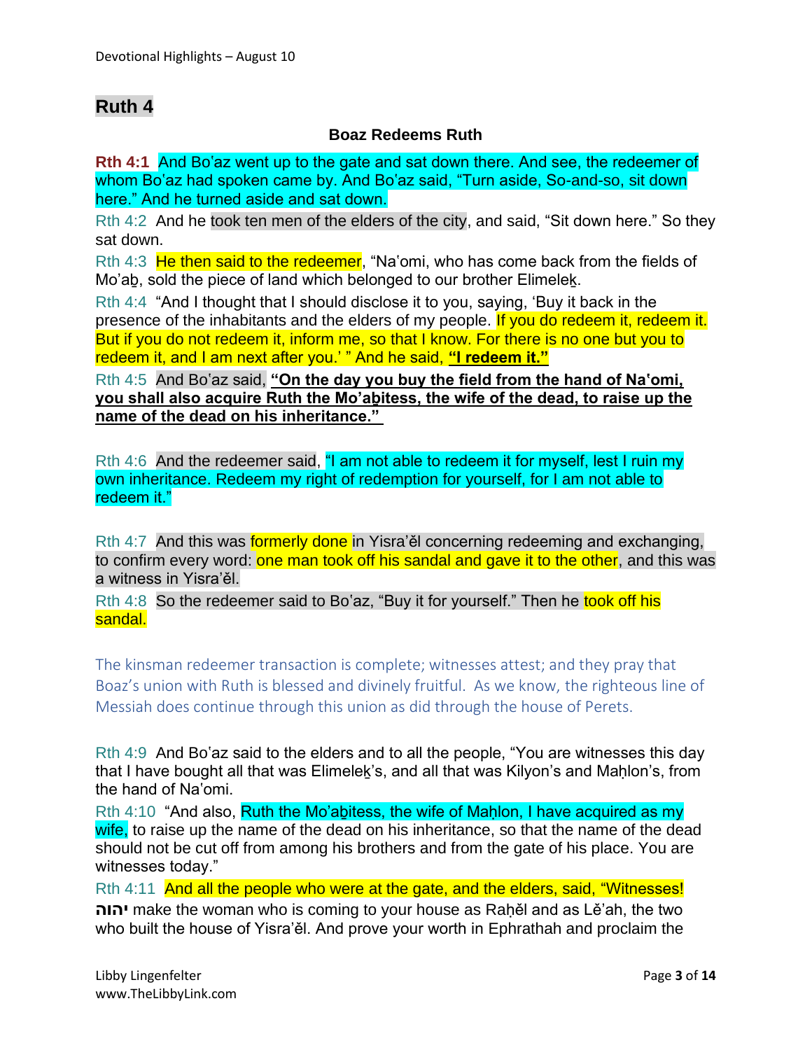## Ruth 4

### Boaz Redeems Ruth

**Rth 4:1** And Bo'az went up to the gate and sat down there. And see, the redeemer of whom Bo'az had spoken came by. And Bo'az said, "Turn aside, So-and-so, sit down here." And he turned aside and sat down.

Rth 4:2 And he took ten men of the elders of the city, and said, "Sit down here." So they sat down.

Rth 4:3 He then said to the redeemer, "Na'omi, who has come back from the fields of Mo'aḇ, sold the piece of land which belonged to our brother Elimeleḵ.

Rth 4:4 "And I thought that I should disclose it to you, saying, 'Buy it back in the presence of the inhabitants and the elders of my people. If you do redeem it, redeem it. But if you do not redeem it, inform me, so that I know. For there is no one but you to redeem it, and I am next after you.' " And he said, **"I redeem it."**

Rth 4:5 And Bo'az said, **"On the day you buy the field from the hand of Na'omi, you shall also acquire Ruth the Mo'aḇitess, the wife of the dead, to raise up the name of the dead on his inheritance."**

Rth 4:6 And the redeemer said, "I am not able to redeem it for myself, lest I ruin my own inheritance. Redeem my right of redemption for yourself, for I am not able to redeem it."

Rth 4:7 And this was formerly done in Yisra'ěl concerning redeeming and exchanging, to confirm every word: one man took off his sandal and gave it to the other, and this was a witness in Yisra'ěl.

Rth 4:8 So the redeemer said to Bo'az, "Buy it for yourself." Then he took off his sandal.

The kinsman redeemer transaction is complete; witnesses attest; and they pray that Boaz's union with Ruth is blessed and divinely fruitful. As we know, the righteous line of Messiah does continue through this union as did through the house of Perets.

Rth 4:9 And Bo'az said to the elders and to all the people, "You are witnesses this day that I have bought all that was Elimeleḵ's, and all that was Kilyon's and Maḥlon's, from the hand of Na'omi.

Rth 4:10 "And also, Ruth the Mo'aḇitess, the wife of Maḥlon, I have acquired as my wife, to raise up the name of the dead on his inheritance, so that the name of the dead should not be cut off from among his brothers and from the gate of his place. You are witnesses today."

Rth 4:11 And all the people who were at the gate, and the elders, said, "Witnesses! **יהוה** make the woman who is coming to your house as Raḥěl and as Lě'ah, the two who built the house of Yisra'ěl. And prove your worth in Ephrathah and proclaim the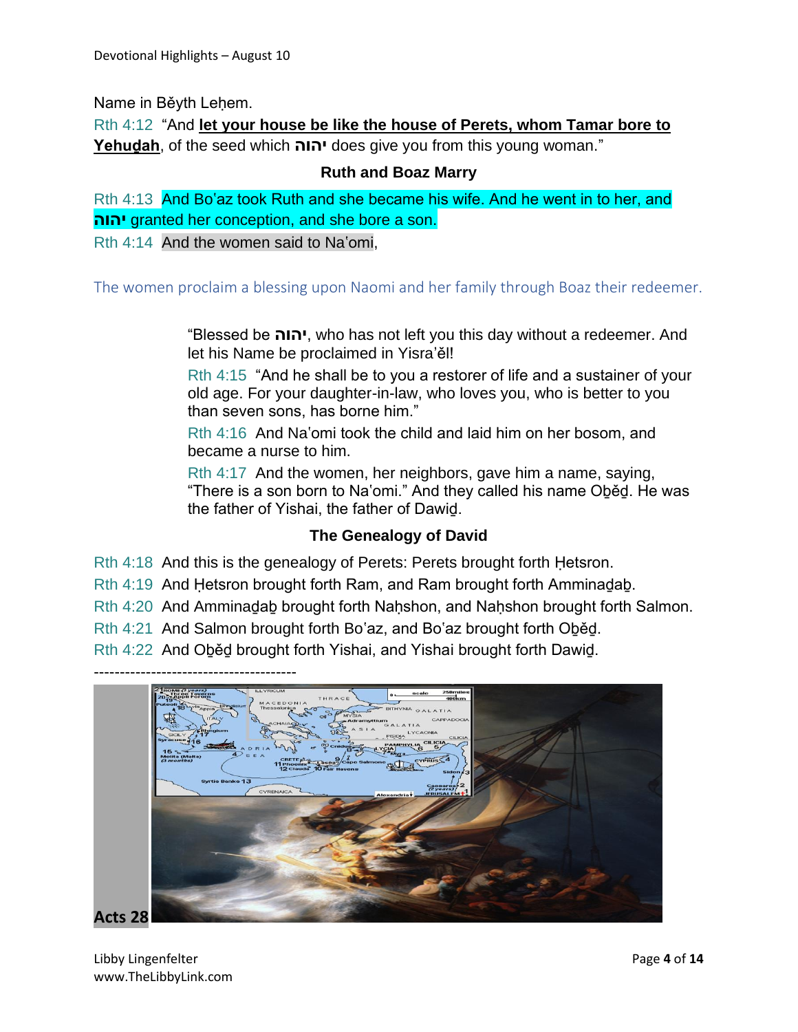Name in Běyth Leḥem.

Rth 4:12 "And **let your house be like the house of Perets, whom Tamar bore to Yehuḏah**, of the seed which יהוה does give you from this young woman."

### Ruth and Boaz Marry

Rth 4:13 And Boʽaz took Ruth and she became his wife. And he went in to her, and יהוה granted her conception, and she bore a son.

Rth 4:14 And the women said to Naʽomi,

The women proclaim a blessing upon Naomi and her family through Boaz their redeemer.

> "Blessed be יהוה, who has not left you this day without a redeemer. And let his Name be proclaimed in Yisra'ěl!
>
> Rth 4:15 "And he shall be to you a restorer of life and a sustainer of your old age. For your daughter-in-law, who loves you, who is better to you than seven sons, has borne him."
>
> Rth 4:16 And Naʽomi took the child and laid him on her bosom, and became a nurse to him.
>
> Rth 4:17 And the women, her neighbors, gave him a name, saying, "There is a son born to Naʽomi." And they called his name Oḇěḏ. He was the father of Yishai, the father of Dawiḏ.

### The Genealogy of David

Rth 4:18 And this is the genealogy of Perets: Perets brought forth Ḥetsron.

Rth 4:19 And Ḥetsron brought forth Ram, and Ram brought forth Amminaḏaḇ.

Rth 4:20 And Amminaḏaḇ brought forth Naḥshon, and Naḥshon brought forth Salmon.

Rth 4:21 And Salmon brought forth Boʽaz, and Boʽaz brought forth Oḇěḏ.

Rth 4:22 And Oḇěḏ brought forth Yishai, and Yishai brought forth Dawiḏ.

---------------------------------------

**Acts 28**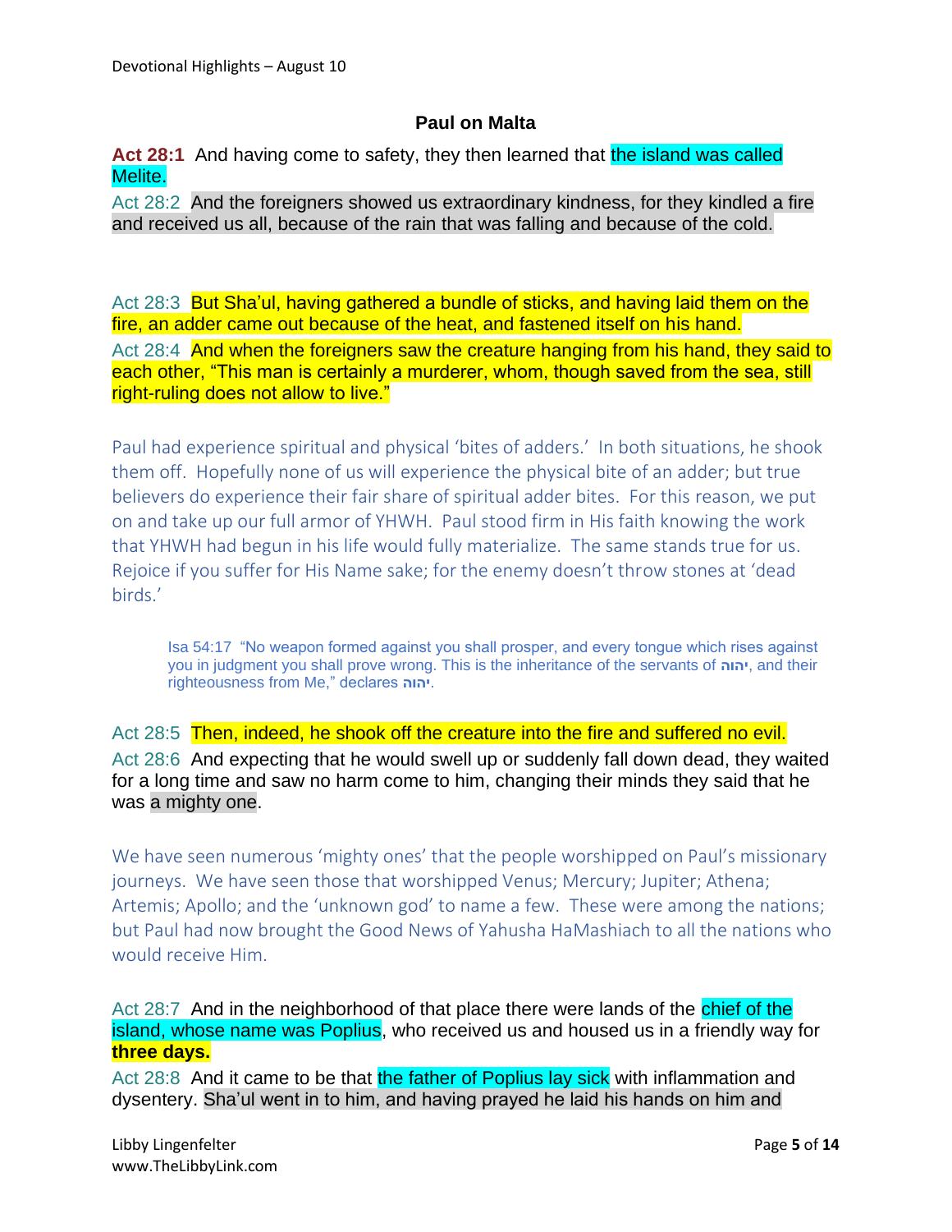## Paul on Malta

**Act 28:1** And having come to safety, they then learned that the island was called Melite.

Act 28:2 And the foreigners showed us extraordinary kindness, for they kindled a fire and received us all, because of the rain that was falling and because of the cold.

Act 28:3 But Sha'ul, having gathered a bundle of sticks, and having laid them on the fire, an adder came out because of the heat, and fastened itself on his hand.

Act 28:4 And when the foreigners saw the creature hanging from his hand, they said to each other, "This man is certainly a murderer, whom, though saved from the sea, still right-ruling does not allow to live."

Paul had experience spiritual and physical 'bites of adders.' In both situations, he shook them off. Hopefully none of us will experience the physical bite of an adder; but true believers do experience their fair share of spiritual adder bites. For this reason, we put on and take up our full armor of YHWH. Paul stood firm in His faith knowing the work that YHWH had begun in his life would fully materialize. The same stands true for us. Rejoice if you suffer for His Name sake; for the enemy doesn't throw stones at 'dead birds.'

> Isa 54:17 "No weapon formed against you shall prosper, and every tongue which rises against you in judgment you shall prove wrong. This is the inheritance of the servants of יהוה, and their righteousness from Me," declares יהוה.

Act 28:5 Then, indeed, he shook off the creature into the fire and suffered no evil.

Act 28:6 And expecting that he would swell up or suddenly fall down dead, they waited for a long time and saw no harm come to him, changing their minds they said that he was a mighty one.

We have seen numerous 'mighty ones' that the people worshipped on Paul's missionary journeys. We have seen those that worshipped Venus; Mercury; Jupiter; Athena; Artemis; Apollo; and the 'unknown god' to name a few. These were among the nations; but Paul had now brought the Good News of Yahusha HaMashiach to all the nations who would receive Him.

Act 28:7 And in the neighborhood of that place there were lands of the chief of the island, whose name was Poplius, who received us and housed us in a friendly way for **three days.**

Act 28:8 And it came to be that the father of Poplius lay sick with inflammation and dysentery. Sha'ul went in to him, and having prayed he laid his hands on him and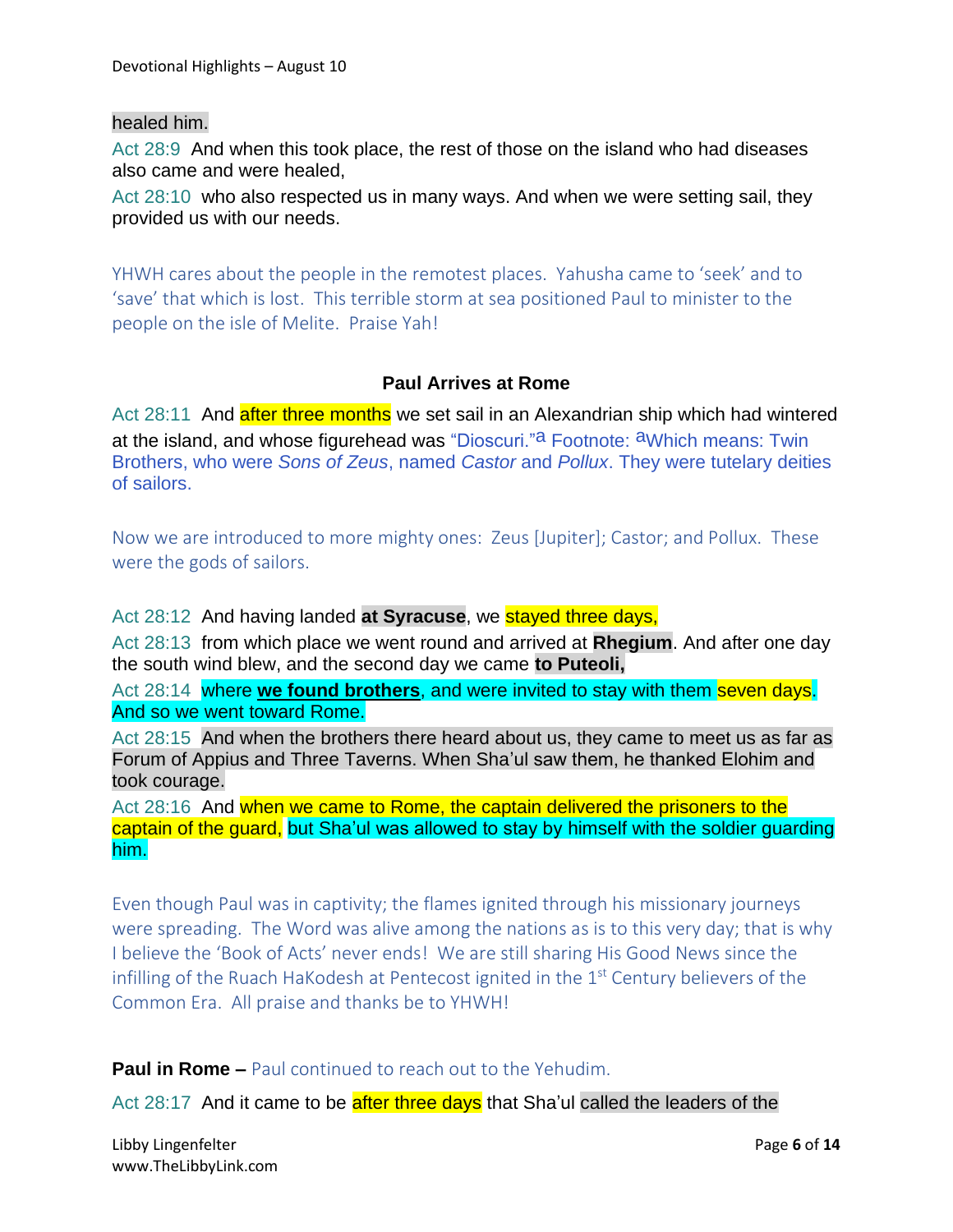healed him.

Act 28:9 And when this took place, the rest of those on the island who had diseases also came and were healed,

Act 28:10 who also respected us in many ways. And when we were setting sail, they provided us with our needs.

YHWH cares about the people in the remotest places. Yahusha came to 'seek' and to 'save' that which is lost. This terrible storm at sea positioned Paul to minister to the people on the isle of Melite. Praise Yah!

### Paul Arrives at Rome

Act 28:11 And after three months we set sail in an Alexandrian ship which had wintered at the island, and whose figurehead was "Dioscuri."[a] Footnote: [a]Which means: Twin Brothers, who were *Sons of Zeus*, named *Castor* and *Pollux*. They were tutelary deities of sailors.

Now we are introduced to more mighty ones: Zeus [Jupiter]; Castor; and Pollux. These were the gods of sailors.

Act 28:12 And having landed **at Syracuse**, we stayed three days,

Act 28:13 from which place we went round and arrived at **Rhegium**. And after one day the south wind blew, and the second day we came **to Puteoli,**

Act 28:14 where **we found brothers**, and were invited to stay with them seven days. And so we went toward Rome.

Act 28:15 And when the brothers there heard about us, they came to meet us as far as Forum of Appius and Three Taverns. When Sha'ul saw them, he thanked Elohim and took courage.

Act 28:16 And when we came to Rome, the captain delivered the prisoners to the captain of the guard, but Sha'ul was allowed to stay by himself with the soldier guarding him.

Even though Paul was in captivity; the flames ignited through his missionary journeys were spreading. The Word was alive among the nations as is to this very day; that is why I believe the 'Book of Acts' never ends! We are still sharing His Good News since the infilling of the Ruach HaKodesh at Pentecost ignited in the 1st Century believers of the Common Era. All praise and thanks be to YHWH!

**Paul in Rome –** Paul continued to reach out to the Yehudim.

Act 28:17 And it came to be after three days that Sha'ul called the leaders of the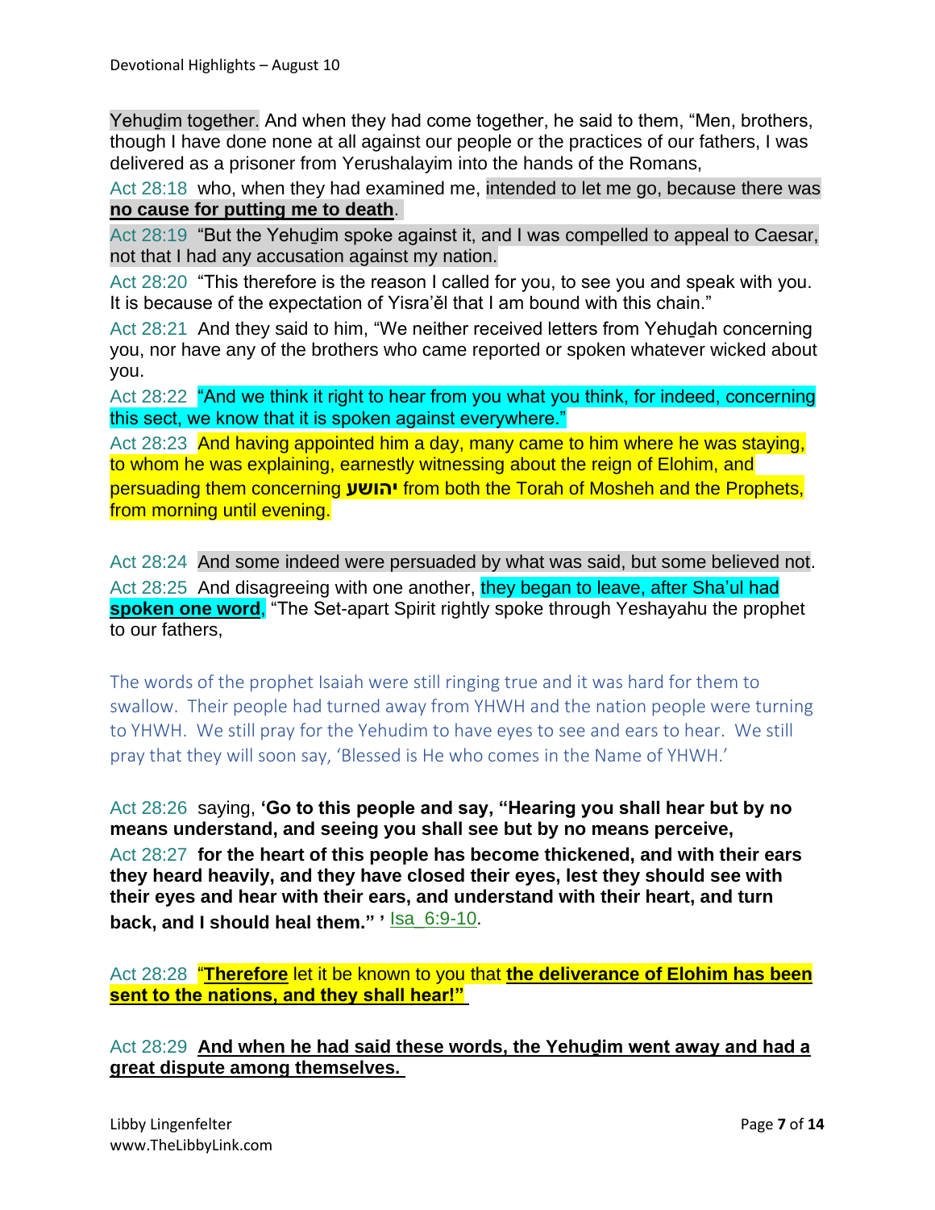Yehuḏim together. And when they had come together, he said to them, "Men, brothers, though I have done none at all against our people or the practices of our fathers, I was delivered as a prisoner from Yerushalayim into the hands of the Romans,

Act 28:18 who, when they had examined me, intended to let me go, because there was **no cause for putting me to death**.

Act 28:19 "But the Yehuḏim spoke against it, and I was compelled to appeal to Caesar, not that I had any accusation against my nation.

Act 28:20 "This therefore is the reason I called for you, to see you and speak with you. It is because of the expectation of Yisra'ěl that I am bound with this chain."

Act 28:21 And they said to him, "We neither received letters from Yehuḏah concerning you, nor have any of the brothers who came reported or spoken whatever wicked about you.

Act 28:22 "And we think it right to hear from you what you think, for indeed, concerning this sect, we know that it is spoken against everywhere."

Act 28:23 And having appointed him a day, many came to him where he was staying, to whom he was explaining, earnestly witnessing about the reign of Elohim, and persuading them concerning **יהושע** from both the Torah of Mosheh and the Prophets, from morning until evening.

Act 28:24 And some indeed were persuaded by what was said, but some believed not.

Act 28:25 And disagreeing with one another, they began to leave, after Sha'ul had **spoken one word**, "The Set-apart Spirit rightly spoke through Yeshayahu the prophet to our fathers,

The words of the prophet Isaiah were still ringing true and it was hard for them to swallow. Their people had turned away from YHWH and the nation people were turning to YHWH. We still pray for the Yehudim to have eyes to see and ears to hear. We still pray that they will soon say, 'Blessed is He who comes in the Name of YHWH.'

Act 28:26 saying, **'Go to this people and say, "Hearing you shall hear but by no means understand, and seeing you shall see but by no means perceive,**

Act 28:27 **for the heart of this people has become thickened, and with their ears they heard heavily, and they have closed their eyes, lest they should see with their eyes and hear with their ears, and understand with their heart, and turn back, and I should heal them." '** Isa_6:9-10.

Act 28:28 "**Therefore** let it be known to you that **the deliverance of Elohim has been sent to the nations, and they shall hear!"**

Act 28:29 **And when he had said these words, the Yehuḏim went away and had a great dispute among themselves.**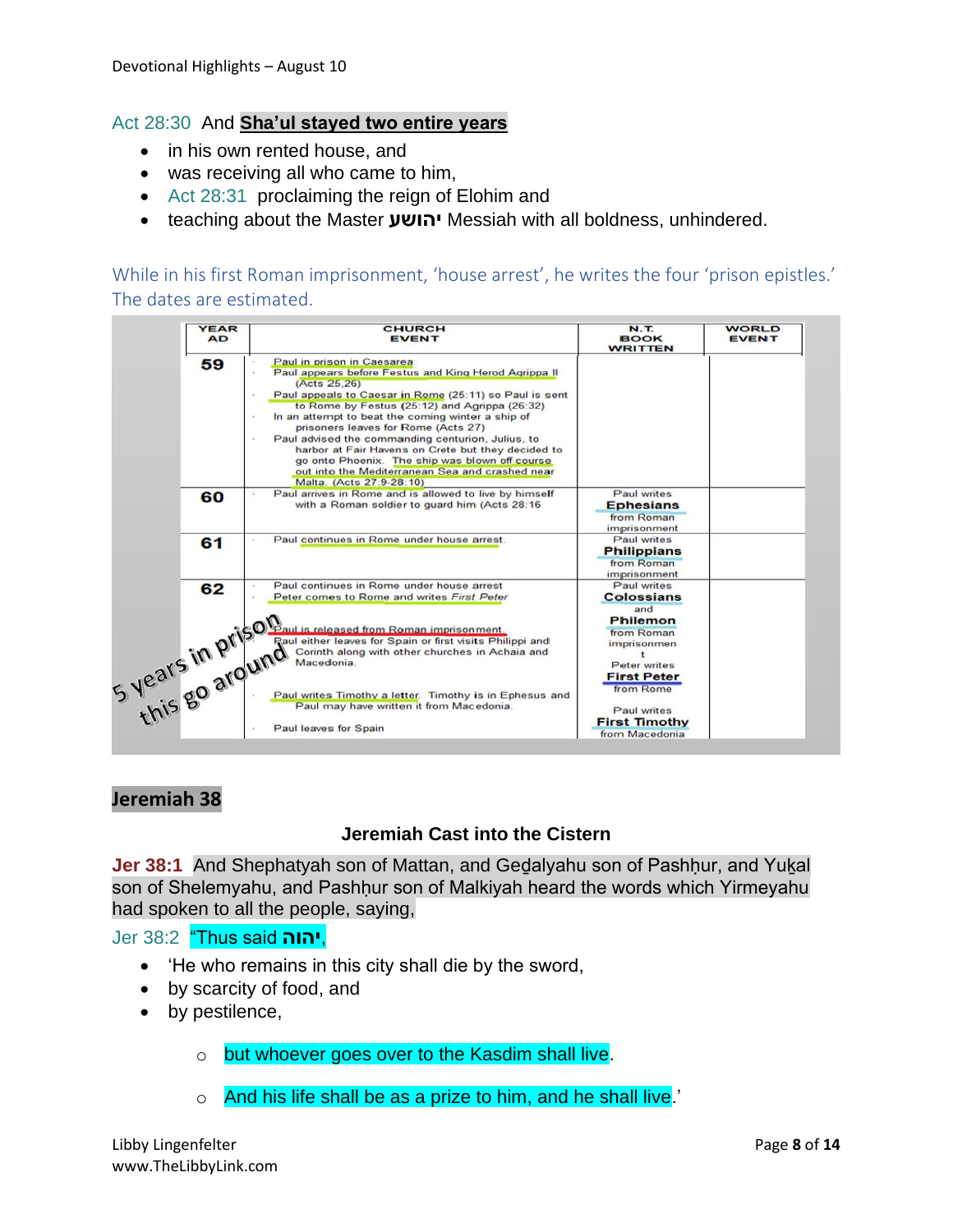Act 28:30 And **Sha'ul stayed two entire years**

- in his own rented house, and
- was receiving all who came to him,
- Act 28:31 proclaiming the reign of Elohim and
- teaching about the Master **יהושע** Messiah with all boldness, unhindered.

While in his first Roman imprisonment, 'house arrest', he writes the four 'prison epistles.' The dates are estimated.

| YEAR AD | CHURCH EVENT | N.T. BOOK WRITTEN | WORLD EVENT |
|---|---|---|---|
| 59 | Paul in prison in Caesarea<br>Paul appears before Festus and King Herod Agrippa II (Acts 25,26)<br>Paul appeals to Caesar in Rome (25:11) so Paul is sent to Rome by Festus (25:12) and Agrippa (26:32)<br>In an attempt to beat the coming winter a ship of prisoners leaves for Rome (Acts 27)<br>Paul advised the commanding centurion, Julius, to harbor at Fair Havens on Crete but they decided to go onto Phoenix. The ship was blown off course out into the Mediterranean Sea and crashed near Malta. (Acts 27:9-28:10) | | |
| 60 | Paul arrives in Rome and is allowed to live by himself with a Roman soldier to guard him (Acts 28:16 | Paul writes **Ephesians** from Roman imprisonment | |
| 61 | Paul continues in Rome under house arrest | Paul writes **Philippians** from Roman imprisonment | |
| 62 | Paul continues in Rome under house arrest<br>Peter comes to Rome and writes *First Peter*<br>Paul is released from Roman imprisonment<br>Paul either leaves for Spain or first visits Philippi and Corinth along with other churches in Achaia and Macedonia.<br>Paul writes Timothy a letter. Timothy is in Ephesus and Paul may have written it from Macedonia.<br>Paul leaves for Spain | Paul writes **Colossians** and **Philemon** from Roman imprisonment<br>Peter writes **First Peter** from Rome<br>Paul writes **First Timothy** from Macedonia | |

5 years in prison this go around

## Jeremiah 38

### Jeremiah Cast into the Cistern

**Jer 38:1** And Shephatyah son of Mattan, and Geḏalyahu son of Pashḥur, and Yuḵal son of Shelemyahu, and Pashḥur son of Malkiyah heard the words which Yirmeyahu had spoken to all the people, saying,

Jer 38:2 "Thus said **יהוה**,

- 'He who remains in this city shall die by the sword,
- by scarcity of food, and
- by pestilence,
  - but whoever goes over to the Kasdim shall live.
  - And his life shall be as a prize to him, and he shall live.'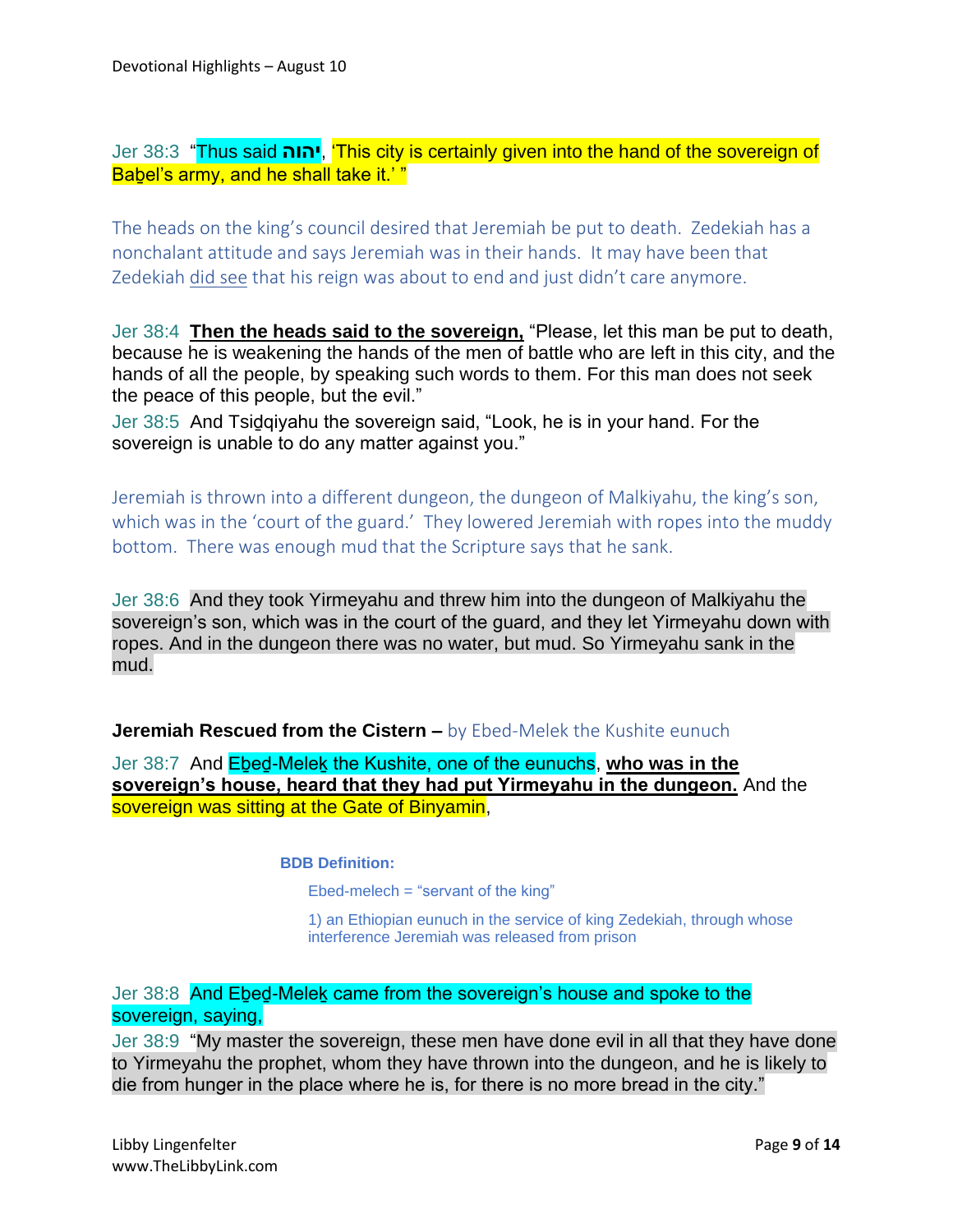Jer 38:3 "Thus said יהוה, 'This city is certainly given into the hand of the sovereign of Baḇel's army, and he shall take it.' "

The heads on the king's council desired that Jeremiah be put to death. Zedekiah has a nonchalant attitude and says Jeremiah was in their hands. It may have been that Zedekiah did see that his reign was about to end and just didn't care anymore.

Jer 38:4 **Then the heads said to the sovereign,** "Please, let this man be put to death, because he is weakening the hands of the men of battle who are left in this city, and the hands of all the people, by speaking such words to them. For this man does not seek the peace of this people, but the evil."

Jer 38:5 And Tsiḏqiyahu the sovereign said, "Look, he is in your hand. For the sovereign is unable to do any matter against you."

Jeremiah is thrown into a different dungeon, the dungeon of Malkiyahu, the king's son, which was in the 'court of the guard.' They lowered Jeremiah with ropes into the muddy bottom. There was enough mud that the Scripture says that he sank.

Jer 38:6 And they took Yirmeyahu and threw him into the dungeon of Malkiyahu the sovereign's son, which was in the court of the guard, and they let Yirmeyahu down with ropes. And in the dungeon there was no water, but mud. So Yirmeyahu sank in the mud.

**Jeremiah Rescued from the Cistern –** by Ebed-Melek the Kushite eunuch

Jer 38:7 And Eḇeḏ-Meleḵ the Kushite, one of the eunuchs, **who was in the sovereign's house, heard that they had put Yirmeyahu in the dungeon.** And the sovereign was sitting at the Gate of Binyamin,

> **BDB Definition:**
>
> Ebed-melech = "servant of the king"
>
> 1) an Ethiopian eunuch in the service of king Zedekiah, through whose interference Jeremiah was released from prison

Jer 38:8 And Eḇeḏ-Meleḵ came from the sovereign's house and spoke to the sovereign, saying,

Jer 38:9 "My master the sovereign, these men have done evil in all that they have done to Yirmeyahu the prophet, whom they have thrown into the dungeon, and he is likely to die from hunger in the place where he is, for there is no more bread in the city."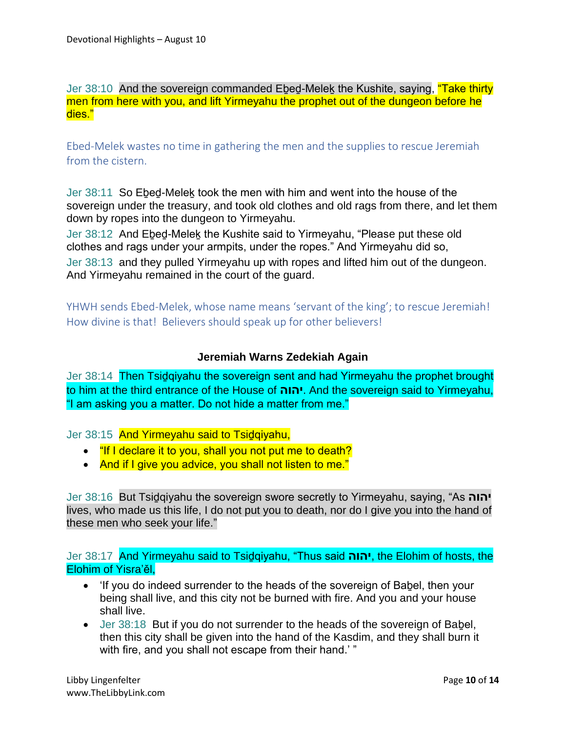Jer 38:10 And the sovereign commanded Eḇeḏ-Meleḵ the Kushite, saying, "Take thirty men from here with you, and lift Yirmeyahu the prophet out of the dungeon before he dies."

Ebed-Melek wastes no time in gathering the men and the supplies to rescue Jeremiah from the cistern.

Jer 38:11 So Eḇeḏ-Meleḵ took the men with him and went into the house of the sovereign under the treasury, and took old clothes and old rags from there, and let them down by ropes into the dungeon to Yirmeyahu.
Jer 38:12 And Eḇeḏ-Meleḵ the Kushite said to Yirmeyahu, "Please put these old clothes and rags under your armpits, under the ropes." And Yirmeyahu did so,
Jer 38:13 and they pulled Yirmeyahu up with ropes and lifted him out of the dungeon. And Yirmeyahu remained in the court of the guard.

YHWH sends Ebed-Melek, whose name means 'servant of the king'; to rescue Jeremiah! How divine is that! Believers should speak up for other believers!

### Jeremiah Warns Zedekiah Again

Jer 38:14 Then Tsiḏqiyahu the sovereign sent and had Yirmeyahu the prophet brought to him at the third entrance of the House of יהוה. And the sovereign said to Yirmeyahu, "I am asking you a matter. Do not hide a matter from me."

Jer 38:15 And Yirmeyahu said to Tsiḏqiyahu,

- "If I declare it to you, shall you not put me to death?
- And if I give you advice, you shall not listen to me."

Jer 38:16 But Tsiḏqiyahu the sovereign swore secretly to Yirmeyahu, saying, "As יהוה lives, who made us this life, I do not put you to death, nor do I give you into the hand of these men who seek your life."

Jer 38:17 And Yirmeyahu said to Tsiḏqiyahu, "Thus said יהוה, the Elohim of hosts, the Elohim of Yisra'ěl,

- 'If you do indeed surrender to the heads of the sovereign of Baḇel, then your being shall live, and this city not be burned with fire. And you and your house shall live.
- Jer 38:18 But if you do not surrender to the heads of the sovereign of Baḇel, then this city shall be given into the hand of the Kasdim, and they shall burn it with fire, and you shall not escape from their hand.' "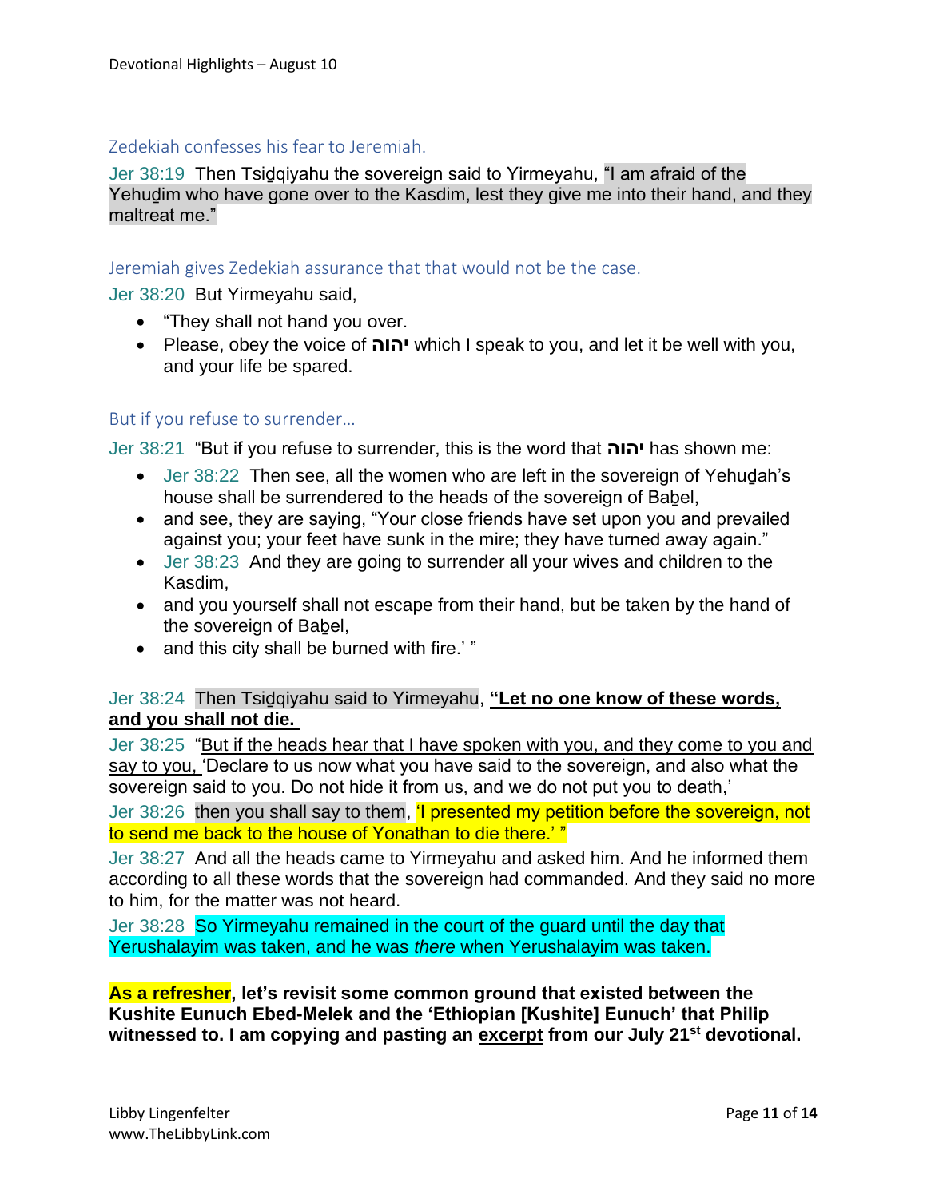### Zedekiah confesses his fear to Jeremiah.

Jer 38:19 Then Tsiḏqiyahu the sovereign said to Yirmeyahu, "I am afraid of the Yehuḏim who have gone over to the Kasdim, lest they give me into their hand, and they maltreat me."

### Jeremiah gives Zedekiah assurance that that would not be the case.

Jer 38:20 But Yirmeyahu said,

- "They shall not hand you over.
- Please, obey the voice of **יהוה** which I speak to you, and let it be well with you, and your life be spared.

### But if you refuse to surrender…

Jer 38:21 "But if you refuse to surrender, this is the word that **יהוה** has shown me:

- Jer 38:22 Then see, all the women who are left in the sovereign of Yehuḏah's house shall be surrendered to the heads of the sovereign of Baḇel,
- and see, they are saying, "Your close friends have set upon you and prevailed against you; your feet have sunk in the mire; they have turned away again."
- Jer 38:23 And they are going to surrender all your wives and children to the Kasdim,
- and you yourself shall not escape from their hand, but be taken by the hand of the sovereign of Baḇel,
- and this city shall be burned with fire.' "

Jer 38:24 Then Tsiḏqiyahu said to Yirmeyahu, **"Let no one know of these words, and you shall not die.**

Jer 38:25 "But if the heads hear that I have spoken with you, and they come to you and say to you, 'Declare to us now what you have said to the sovereign, and also what the sovereign said to you. Do not hide it from us, and we do not put you to death,'

Jer 38:26 then you shall say to them, 'I presented my petition before the sovereign, not to send me back to the house of Yonathan to die there.' "

Jer 38:27 And all the heads came to Yirmeyahu and asked him. And he informed them according to all these words that the sovereign had commanded. And they said no more to him, for the matter was not heard.

Jer 38:28 So Yirmeyahu remained in the court of the guard until the day that Yerushalayim was taken, and he was *there* when Yerushalayim was taken.

**As a refresher, let's revisit some common ground that existed between the Kushite Eunuch Ebed-Melek and the 'Ethiopian [Kushite] Eunuch' that Philip witnessed to. I am copying and pasting an excerpt from our July 21st devotional.**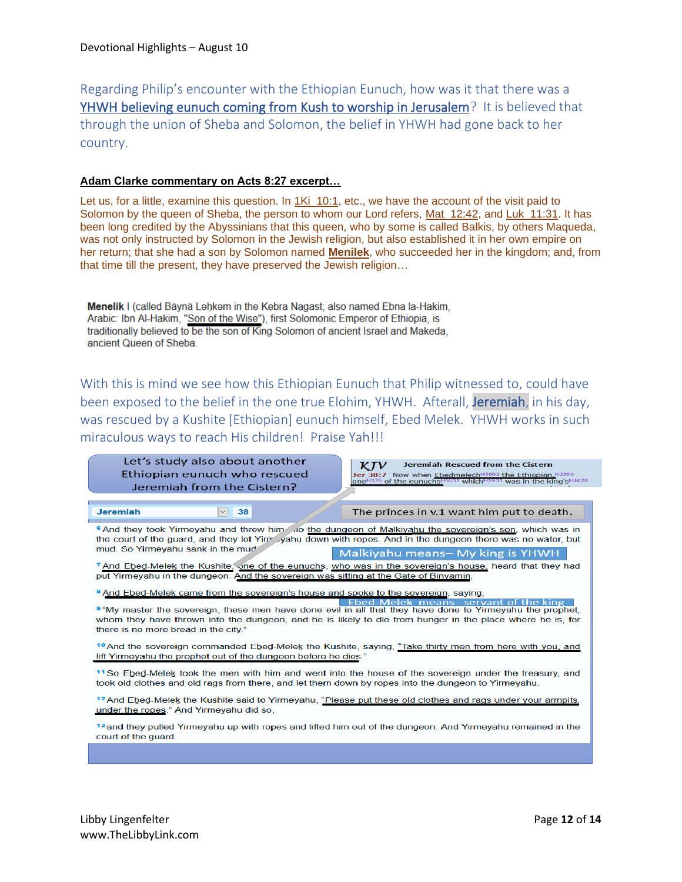Devotional Highlights – August 10

Regarding Philip's encounter with the Ethiopian Eunuch, how was it that there was a YHWH believing eunuch coming from Kush to worship in Jerusalem? It is believed that through the union of Sheba and Solomon, the belief in YHWH had gone back to her country.

**Adam Clarke commentary on Acts 8:27 excerpt…**

Let us, for a little, examine this question. In 1Ki 10:1, etc., we have the account of the visit paid to Solomon by the queen of Sheba, the person to whom our Lord refers, Mat 12:42, and Luk 11:31. It has been long credited by the Abyssinians that this queen, who by some is called Balkis, by others Maqueda, was not only instructed by Solomon in the Jewish religion, but also established it in her own empire on her return; that she had a son by Solomon named **Menilek**, who succeeded her in the kingdom; and, from that time till the present, they have preserved the Jewish religion…

**Menelik** I (called Bäynä Ləḥkəm in the Kebra Nagast; also named Ebna la-Hakim, Arabic: Ibn Al-Hakim, "Son of the Wise"), first Solomonic Emperor of Ethiopia, is traditionally believed to be the son of King Solomon of ancient Israel and Makeda, ancient Queen of Sheba.

With this is mind we see how this Ethiopian Eunuch that Philip witnessed to, could have been exposed to the belief in the one true Elohim, YHWH. Afterall, Jeremiah, in his day, was rescued by a Kushite [Ethiopian] eunuch himself, Ebed Melek. YHWH works in such miraculous ways to reach His children! Praise Yah!!!

Let's study also about another Ethiopian eunuch who rescued Jeremiah from the Cistern?

**KJV** Jeremiah Rescued from the Cistern
Jer 38:7 Now when Ebedmelech[H5663] the Ethiopian,[H3569] one[H376] of the eunuchs[H5631] which[H1931] was in the king's[H4428]

Jeremiah 38

The princes in v.1 want him put to death.

[6] And they took Yirmeyahu and threw him into the dungeon of Malkiyahu the sovereign's son, which was in the court of the guard, and they let Yirmeyahu down with ropes. And in the dungeon there was no water, but mud. So Yirmeyahu sank in the mud.

Malkiyahu means– My king is YHWH

[7] And Ebed-Melek the Kushite, one of the eunuchs, who was in the sovereign's house, heard that they had put Yirmeyahu in the dungeon. And the sovereign was sitting at the Gate of Binyamin,

[8] And Ebed-Melek came from the sovereign's house and spoke to the sovereign, saying,

Ebed-Melek means– servant of the king

[9] "My master the sovereign, these men have done evil in all that they have done to Yirmeyahu the prophet, whom they have thrown into the dungeon, and he is likely to die from hunger in the place where he is, for there is no more bread in the city."

[10] And the sovereign commanded Ebed-Melek the Kushite, saying, "Take thirty men from here with you, and lift Yirmeyahu the prophet out of the dungeon before he dies."

[11] So Ebed-Melek took the men with him and went into the house of the sovereign under the treasury, and took old clothes and old rags from there, and let them down by ropes into the dungeon to Yirmeyahu.

[12] And Ebed-Melek the Kushite said to Yirmeyahu, "Please put these old clothes and rags under your armpits, under the ropes." And Yirmeyahu did so,

[13] and they pulled Yirmeyahu up with ropes and lifted him out of the dungeon. And Yirmeyahu remained in the court of the guard.

Libby Lingenfelter
www.TheLibbyLink.com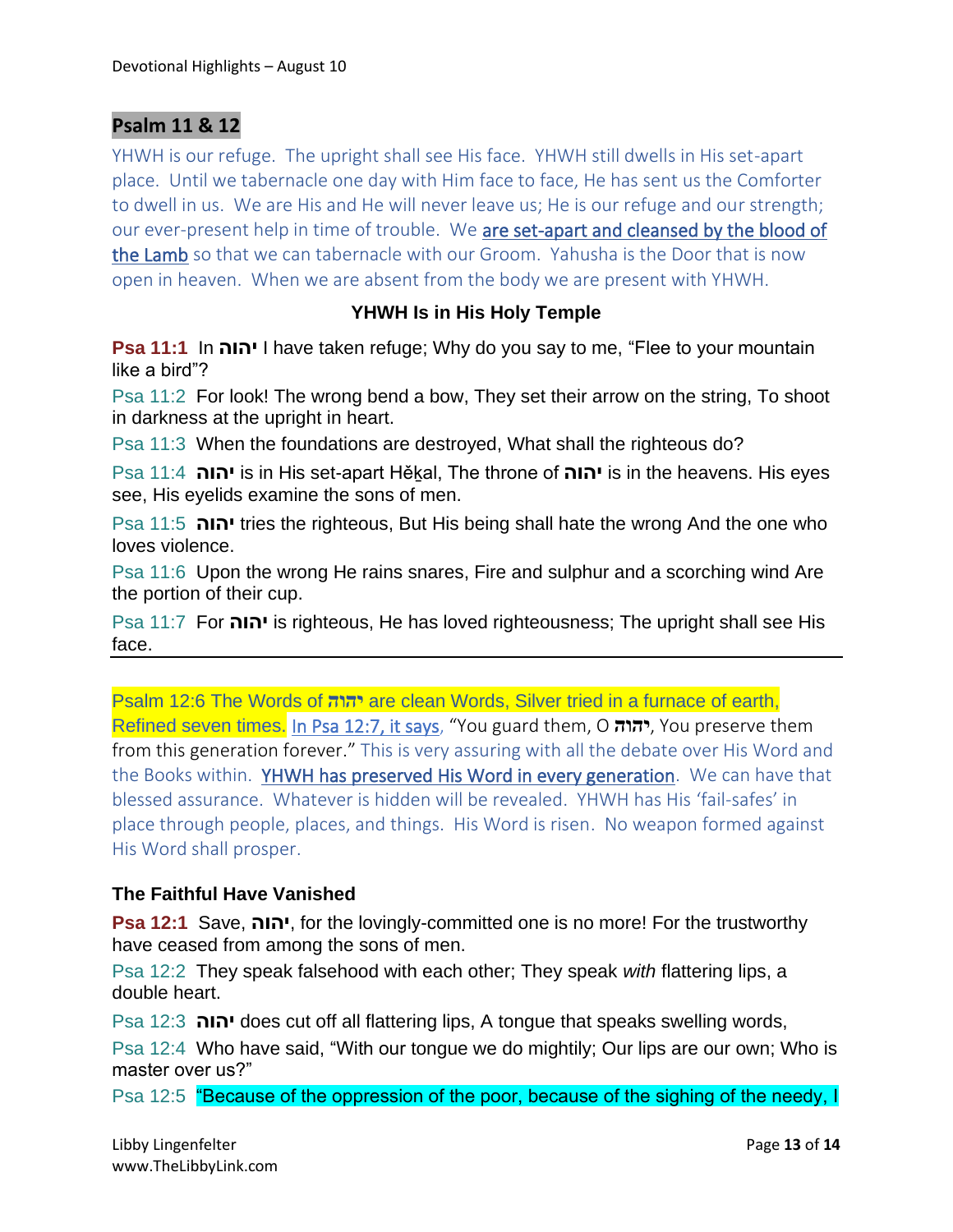## Psalm 11 & 12

YHWH is our refuge. The upright shall see His face. YHWH still dwells in His set-apart place. Until we tabernacle one day with Him face to face, He has sent us the Comforter to dwell in us. We are His and He will never leave us; He is our refuge and our strength; our ever-present help in time of trouble. We are set-apart and cleansed by the blood of the Lamb so that we can tabernacle with our Groom. Yahusha is the Door that is now open in heaven. When we are absent from the body we are present with YHWH.

### YHWH Is in His Holy Temple

**Psa 11:1** In **יהוה** I have taken refuge; Why do you say to me, "Flee to your mountain like a bird"?

Psa 11:2 For look! The wrong bend a bow, They set their arrow on the string, To shoot in darkness at the upright in heart.

Psa 11:3 When the foundations are destroyed, What shall the righteous do?

Psa 11:4 **יהוה** is in His set-apart Hěḵal, The throne of **יהוה** is in the heavens. His eyes see, His eyelids examine the sons of men.

Psa 11:5 **יהוה** tries the righteous, But His being shall hate the wrong And the one who loves violence.

Psa 11:6 Upon the wrong He rains snares, Fire and sulphur and a scorching wind Are the portion of their cup.

Psa 11:7 For **יהוה** is righteous, He has loved righteousness; The upright shall see His face.

---

Psalm 12:6 The Words of **יהוה** are clean Words, Silver tried in a furnace of earth, Refined seven times. In Psa 12:7, it says, "You guard them, O **יהוה**, You preserve them from this generation forever." This is very assuring with all the debate over His Word and the Books within. YHWH has preserved His Word in every generation. We can have that blessed assurance. Whatever is hidden will be revealed. YHWH has His 'fail-safes' in place through people, places, and things. His Word is risen. No weapon formed against His Word shall prosper.

### The Faithful Have Vanished

**Psa 12:1** Save, **יהוה**, for the lovingly-committed one is no more! For the trustworthy have ceased from among the sons of men.

Psa 12:2 They speak falsehood with each other; They speak *with* flattering lips, a double heart.

Psa 12:3 **יהוה** does cut off all flattering lips, A tongue that speaks swelling words,

Psa 12:4 Who have said, "With our tongue we do mightily; Our lips are our own; Who is master over us?"

Psa 12:5 "Because of the oppression of the poor, because of the sighing of the needy, I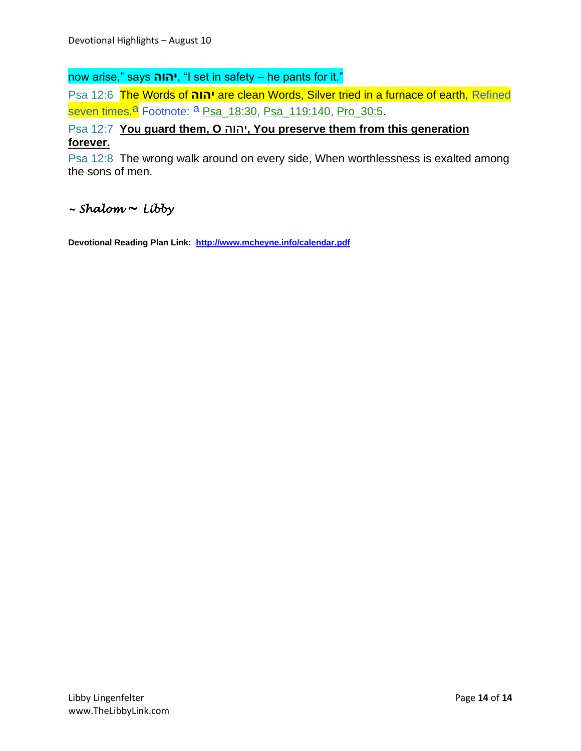now arise," says **יהוה**, "I set in safety – he pants for it."

Psa 12:6 The Words of **יהוה** are clean Words, Silver tried in a furnace of earth, Refined seven times.[a] Footnote: [a] Psa_18:30, Psa_119:140, Pro_30:5.

Psa 12:7 **You guard them, O יהוה, You preserve them from this generation forever.**

Psa 12:8 The wrong walk around on every side, When worthlessness is exalted among the sons of men.

*~ Shalom ~ Libby*

**Devotional Reading Plan Link: http://www.mcheyne.info/calendar.pdf**